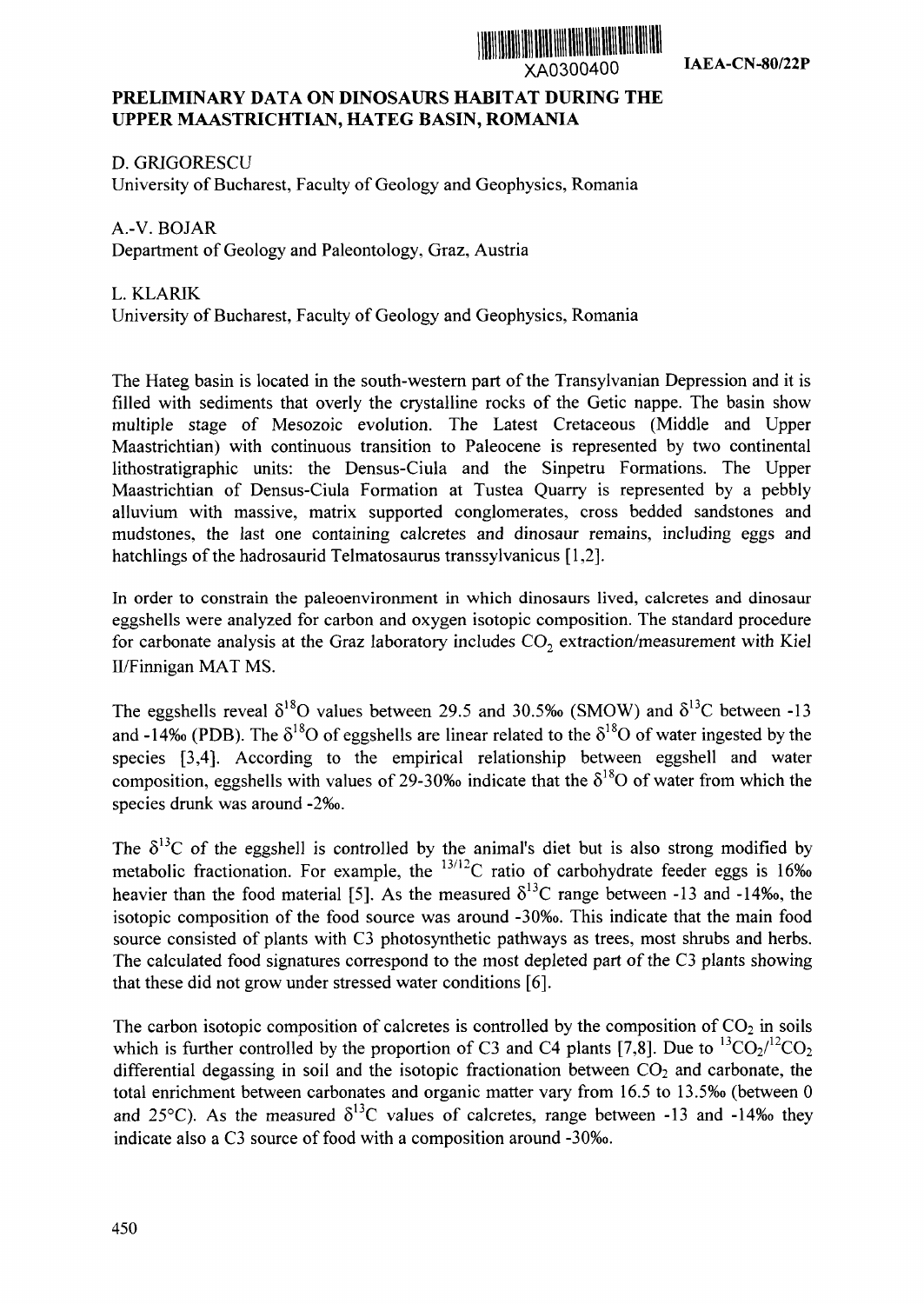XA0300400 IAEA-CN-80/22P

# PRELIMINARY DATA ON DINOSAURS HABITAT DURING THE UPPER MAASTRICHTIAN, HATEG BASIN, ROMANIA

D. GRIGORESCU
University of Bucharest, Faculty of Geology and Geophysics, Romania

A.-V. BOJAR
Department of Geology and Paleontology, Graz, Austria

L. KLARIK
University of Bucharest, Faculty of Geology and Geophysics, Romania

The Hateg basin is located in the south-western part of the Transylvanian Depression and it is filled with sediments that overly the crystalline rocks of the Getic nappe. The basin show multiple stage of Mesozoic evolution. The Latest Cretaceous (Middle and Upper Maastrichtian) with continuous transition to Paleocene is represented by two continental lithostratigraphic units: the Densus-Ciula and the Sinpetru Formations. The Upper Maastrichtian of Densus-Ciula Formation at Tustea Quarry is represented by a pebbly alluvium with massive, matrix supported conglomerates, cross bedded sandstones and mudstones, the last one containing calcretes and dinosaur remains, including eggs and hatchlings of the hadrosaurid Telmatosaurus transsylvanicus [1,2].

In order to constrain the paleoenvironment in which dinosaurs lived, calcretes and dinosaur eggshells were analyzed for carbon and oxygen isotopic composition. The standard procedure for carbonate analysis at the Graz laboratory includes $CO_2$ extraction/measurement with Kiel II/Finnigan MAT MS.

The eggshells reveal $\delta^{18}O$ values between 29.5 and 30.5‰ (SMOW) and $\delta^{13}C$ between -13 and -14‰ (PDB). The $\delta^{18}O$ of eggshells are linear related to the $\delta^{18}O$ of water ingested by the species [3,4]. According to the empirical relationship between eggshell and water composition, eggshells with values of 29-30‰ indicate that the $\delta^{18}O$ of water from which the species drunk was around -2‰.

The $\delta^{13}C$ of the eggshell is controlled by the animal's diet but is also strong modified by metabolic fractionation. For example, the $^{13/12}C$ ratio of carbohydrate feeder eggs is 16‰ heavier than the food material [5]. As the measured $\delta^{13}C$ range between -13 and -14‰, the isotopic composition of the food source was around -30‰. This indicate that the main food source consisted of plants with C3 photosynthetic pathways as trees, most shrubs and herbs. The calculated food signatures correspond to the most depleted part of the C3 plants showing that these did not grow under stressed water conditions [6].

The carbon isotopic composition of calcretes is controlled by the composition of $CO_2$ in soils which is further controlled by the proportion of C3 and C4 plants [7,8]. Due to $^{13}CO_2/^{12}CO_2$ differential degassing in soil and the isotopic fractionation between $CO_2$ and carbonate, the total enrichment between carbonates and organic matter vary from 16.5 to 13.5‰ (between 0 and 25°C). As the measured $\delta^{13}C$ values of calcretes, range between -13 and -14‰ they indicate also a C3 source of food with a composition around -30‰.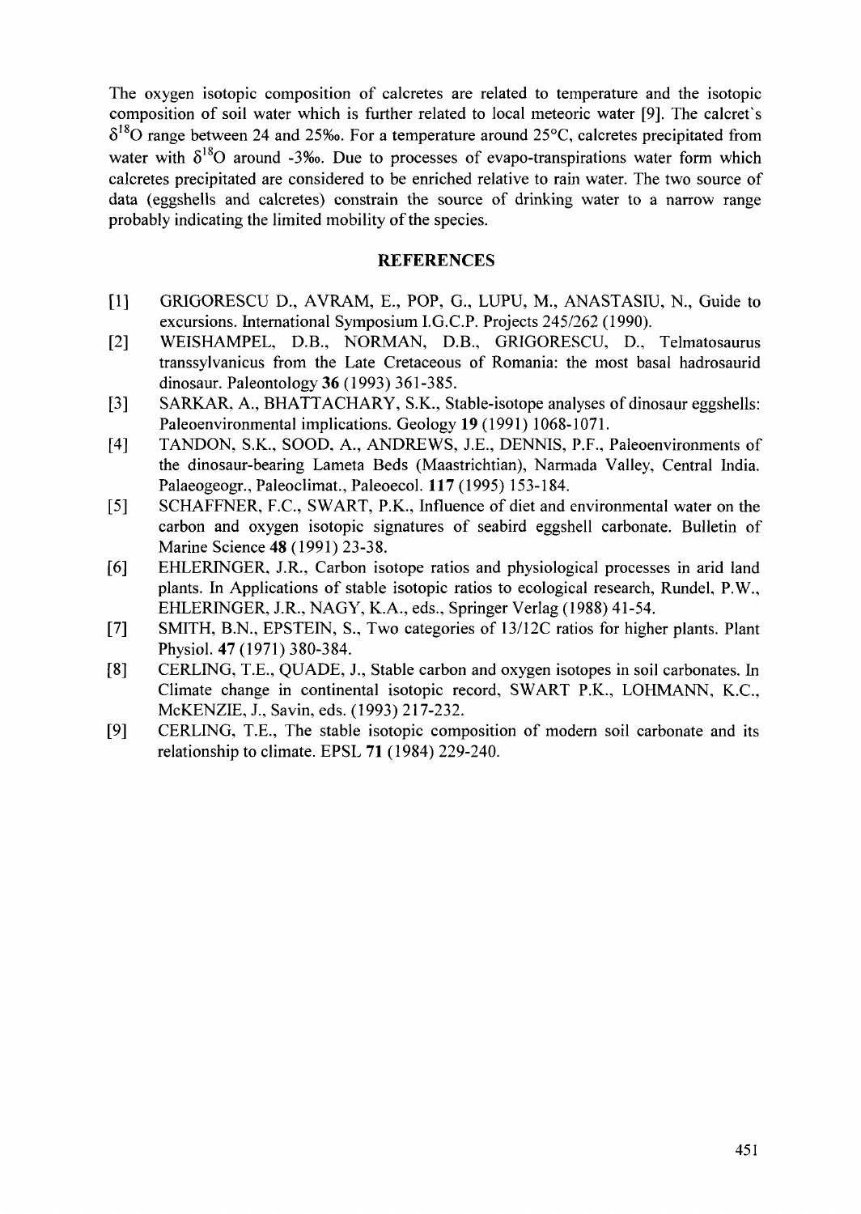The oxygen isotopic composition of calcretes are related to temperature and the isotopic composition of soil water which is further related to local meteoric water [9]. The calcret`s $\delta^{18}O$ range between 24 and 25‰. For a temperature around 25°C, calcretes precipitated from water with $\delta^{18}O$ around -3‰. Due to processes of evapo-transpirations water form which calcretes precipitated are considered to be enriched relative to rain water. The two source of data (eggshells and calcretes) constrain the source of drinking water to a narrow range probably indicating the limited mobility of the species.

## REFERENCES

[1] GRIGORESCU D., AVRAM, E., POP, G., LUPU, M., ANASTASIU, N., Guide to excursions. International Symposium I.G.C.P. Projects 245/262 (1990).

[2] WEISHAMPEL, D.B., NORMAN, D.B., GRIGORESCU, D., Telmatosaurus transsylvanicus from the Late Cretaceous of Romania: the most basal hadrosaurid dinosaur. Paleontology **36** (1993) 361-385.

[3] SARKAR, A., BHATTACHARY, S.K., Stable-isotope analyses of dinosaur eggshells: Paleoenvironmental implications. Geology **19** (1991) 1068-1071.

[4] TANDON, S.K., SOOD, A., ANDREWS, J.E., DENNIS, P.F., Paleoenvironments of the dinosaur-bearing Lameta Beds (Maastrichtian), Narmada Valley, Central India. Palaeogeogr., Paleoclimat., Paleoecol. **117** (1995) 153-184.

[5] SCHAFFNER, F.C., SWART, P.K., Influence of diet and environmental water on the carbon and oxygen isotopic signatures of seabird eggshell carbonate. Bulletin of Marine Science **48** (1991) 23-38.

[6] EHLERINGER, J.R., Carbon isotope ratios and physiological processes in arid land plants. In Applications of stable isotopic ratios to ecological research, Rundel, P.W., EHLERINGER, J.R., NAGY, K.A., eds., Springer Verlag (1988) 41-54.

[7] SMITH, B.N., EPSTEIN, S., Two categories of 13/12C ratios for higher plants. Plant Physiol. **47** (1971) 380-384.

[8] CERLING, T.E., QUADE, J., Stable carbon and oxygen isotopes in soil carbonates. In Climate change in continental isotopic record, SWART P.K., LOHMANN, K.C., McKENZIE, J., Savin, eds. (1993) 217-232.

[9] CERLING, T.E., The stable isotopic composition of modern soil carbonate and its relationship to climate. EPSL **71** (1984) 229-240.